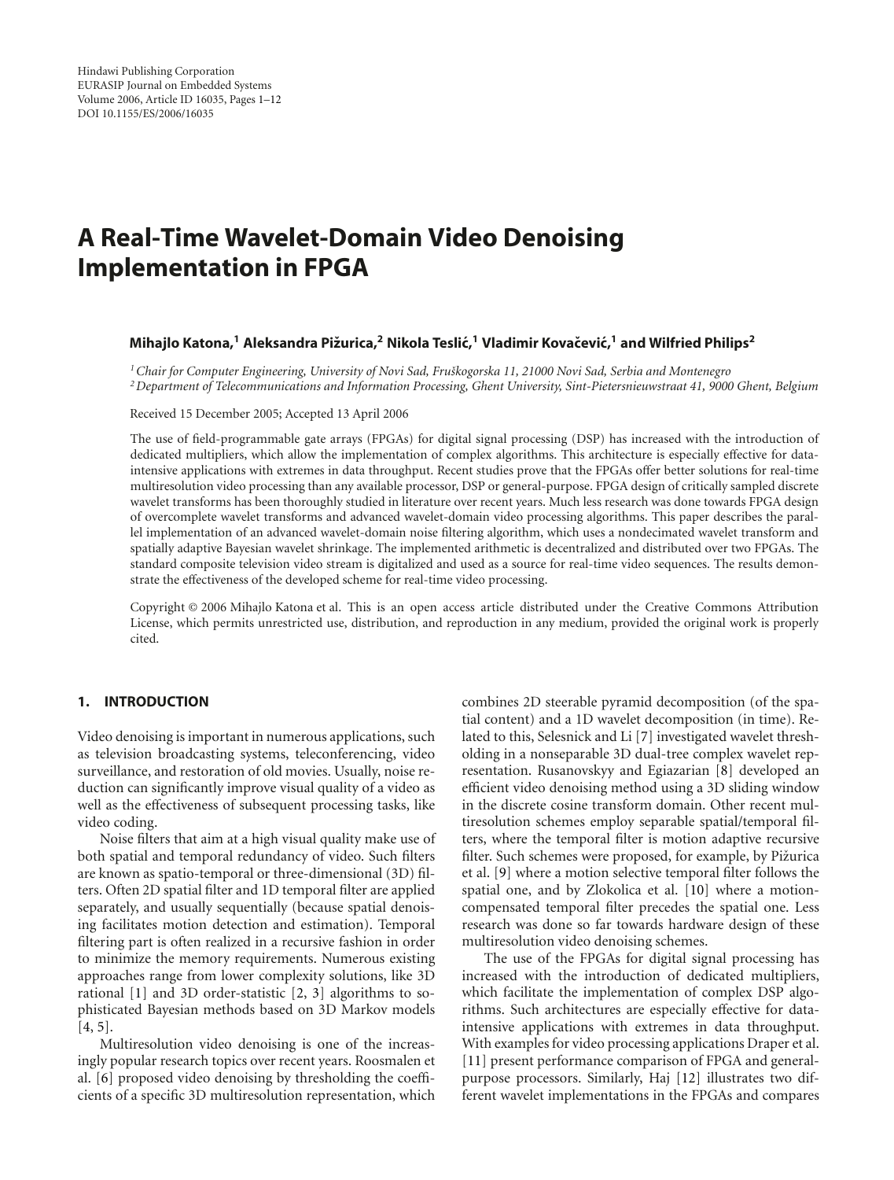Hindawi Publishing Corporation
EURASIP Journal on Embedded Systems
Volume 2006, Article ID 16035, Pages 1–12
DOI 10.1155/ES/2006/16035

# A Real-Time Wavelet-Domain Video Denoising Implementation in FPGA

**Mihajlo Katona,[1] Aleksandra Pižurica,[2] Nikola Teslić,[1] Vladimir Kovačević,[1] and Wilfried Philips[2]**

*[1] Chair for Computer Engineering, University of Novi Sad, Fruškogorska 11, 21000 Novi Sad, Serbia and Montenegro*
*[2] Department of Telecommunications and Information Processing, Ghent University, Sint-Pietersnieuwstraat 41, 9000 Ghent, Belgium*

Received 15 December 2005; Accepted 13 April 2006

The use of field-programmable gate arrays (FPGAs) for digital signal processing (DSP) has increased with the introduction of dedicated multipliers, which allow the implementation of complex algorithms. This architecture is especially effective for data-intensive applications with extremes in data throughput. Recent studies prove that the FPGAs offer better solutions for real-time multiresolution video processing than any available processor, DSP or general-purpose. FPGA design of critically sampled discrete wavelet transforms has been thoroughly studied in literature over recent years. Much less research was done towards FPGA design of overcomplete wavelet transforms and advanced wavelet-domain video processing algorithms. This paper describes the parallel implementation of an advanced wavelet-domain noise filtering algorithm, which uses a nondecimated wavelet transform and spatially adaptive Bayesian wavelet shrinkage. The implemented arithmetic is decentralized and distributed over two FPGAs. The standard composite television video stream is digitalized and used as a source for real-time video sequences. The results demonstrate the effectiveness of the developed scheme for real-time video processing.

Copyright © 2006 Mihajlo Katona et al. This is an open access article distributed under the Creative Commons Attribution License, which permits unrestricted use, distribution, and reproduction in any medium, provided the original work is properly cited.

## 1. INTRODUCTION

Video denoising is important in numerous applications, such as television broadcasting systems, teleconferencing, video surveillance, and restoration of old movies. Usually, noise reduction can significantly improve visual quality of a video as well as the effectiveness of subsequent processing tasks, like video coding.

Noise filters that aim at a high visual quality make use of both spatial and temporal redundancy of video. Such filters are known as spatio-temporal or three-dimensional (3D) filters. Often 2D spatial filter and 1D temporal filter are applied separately, and usually sequentially (because spatial denoising facilitates motion detection and estimation). Temporal filtering part is often realized in a recursive fashion in order to minimize the memory requirements. Numerous existing approaches range from lower complexity solutions, like 3D rational [1] and 3D order-statistic [2, 3] algorithms to sophisticated Bayesian methods based on 3D Markov models [4, 5].

Multiresolution video denoising is one of the increasingly popular research topics over recent years. Roosmalen et al. [6] proposed video denoising by thresholding the coefficients of a specific 3D multiresolution representation, which combines 2D steerable pyramid decomposition (of the spatial content) and a 1D wavelet decomposition (in time). Related to this, Selesnick and Li [7] investigated wavelet thresholding in a nonseparable 3D dual-tree complex wavelet representation. Rusanovskyy and Egiazarian [8] developed an efficient video denoising method using a 3D sliding window in the discrete cosine transform domain. Other recent multiresolution schemes employ separable spatial/temporal filters, where the temporal filter is motion adaptive recursive filter. Such schemes were proposed, for example, by Pižurica et al. [9] where a motion selective temporal filter follows the spatial one, and by Zlokolica et al. [10] where a motion-compensated temporal filter precedes the spatial one. Less research was done so far towards hardware design of these multiresolution video denoising schemes.

The use of the FPGAs for digital signal processing has increased with the introduction of dedicated multipliers, which facilitate the implementation of complex DSP algorithms. Such architectures are especially effective for data-intensive applications with extremes in data throughput. With examples for video processing applications Draper et al. [11] present performance comparison of FPGA and general-purpose processors. Similarly, Haj [12] illustrates two different wavelet implementations in the FPGAs and compares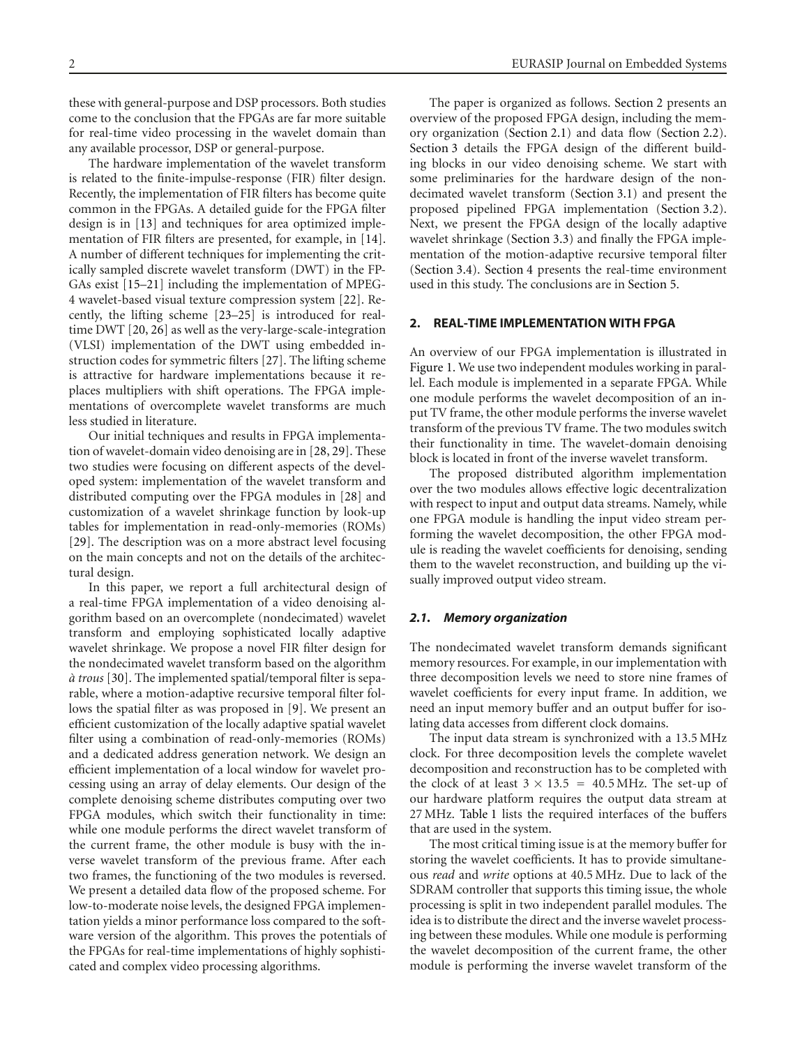these with general-purpose and DSP processors. Both studies come to the conclusion that the FPGAs are far more suitable for real-time video processing in the wavelet domain than any available processor, DSP or general-purpose.

The hardware implementation of the wavelet transform is related to the finite-impulse-response (FIR) filter design. Recently, the implementation of FIR filters has become quite common in the FPGAs. A detailed guide for the FPGA filter design is in [13] and techniques for area optimized implementation of FIR filters are presented, for example, in [14]. A number of different techniques for implementing the critically sampled discrete wavelet transform (DWT) in the FPGAs exist [15–21] including the implementation of MPEG-4 wavelet-based visual texture compression system [22]. Recently, the lifting scheme [23–25] is introduced for real-time DWT [20, 26] as well as the very-large-scale-integration (VLSI) implementation of the DWT using embedded instruction codes for symmetric filters [27]. The lifting scheme is attractive for hardware implementations because it replaces multipliers with shift operations. The FPGA implementations of overcomplete wavelet transforms are much less studied in literature.

Our initial techniques and results in FPGA implementation of wavelet-domain video denoising are in [28, 29]. These two studies were focusing on different aspects of the developed system: implementation of the wavelet transform and distributed computing over the FPGA modules in [28] and customization of a wavelet shrinkage function by look-up tables for implementation in read-only-memories (ROMs) [29]. The description was on a more abstract level focusing on the main concepts and not on the details of the architectural design.

In this paper, we report a full architectural design of a real-time FPGA implementation of a video denoising algorithm based on an overcomplete (nondecimated) wavelet transform and employing sophisticated locally adaptive wavelet shrinkage. We propose a novel FIR filter design for the nondecimated wavelet transform based on the algorithm *à trous* [30]. The implemented spatial/temporal filter is separable, where a motion-adaptive recursive temporal filter follows the spatial filter as was proposed in [9]. We present an efficient customization of the locally adaptive spatial wavelet filter using a combination of read-only-memories (ROMs) and a dedicated address generation network. We design an efficient implementation of a local window for wavelet processing using an array of delay elements. Our design of the complete denoising scheme distributes computing over two FPGA modules, which switch their functionality in time: while one module performs the direct wavelet transform of the current frame, the other module is busy with the inverse wavelet transform of the previous frame. After each two frames, the functioning of the two modules is reversed. We present a detailed data flow of the proposed scheme. For low-to-moderate noise levels, the designed FPGA implementation yields a minor performance loss compared to the software version of the algorithm. This proves the potentials of the FPGAs for real-time implementations of highly sophisticated and complex video processing algorithms.

The paper is organized as follows. Section 2 presents an overview of the proposed FPGA design, including the memory organization (Section 2.1) and data flow (Section 2.2). Section 3 details the FPGA design of the different building blocks in our video denoising scheme. We start with some preliminaries for the hardware design of the nondecimated wavelet transform (Section 3.1) and present the proposed pipelined FPGA implementation (Section 3.2). Next, we present the FPGA design of the locally adaptive wavelet shrinkage (Section 3.3) and finally the FPGA implementation of the motion-adaptive recursive temporal filter (Section 3.4). Section 4 presents the real-time environment used in this study. The conclusions are in Section 5.

## 2. REAL-TIME IMPLEMENTATION WITH FPGA

An overview of our FPGA implementation is illustrated in Figure 1. We use two independent modules working in parallel. Each module is implemented in a separate FPGA. While one module performs the wavelet decomposition of an input TV frame, the other module performs the inverse wavelet transform of the previous TV frame. The two modules switch their functionality in time. The wavelet-domain denoising block is located in front of the inverse wavelet transform.

The proposed distributed algorithm implementation over the two modules allows effective logic decentralization with respect to input and output data streams. Namely, while one FPGA module is handling the input video stream performing the wavelet decomposition, the other FPGA module is reading the wavelet coefficients for denoising, sending them to the wavelet reconstruction, and building up the visually improved output video stream.

### *2.1. Memory organization*

The nondecimated wavelet transform demands significant memory resources. For example, in our implementation with three decomposition levels we need to store nine frames of wavelet coefficients for every input frame. In addition, we need an input memory buffer and an output buffer for isolating data accesses from different clock domains.

The input data stream is synchronized with a 13.5 MHz clock. For three decomposition levels the complete wavelet decomposition and reconstruction has to be completed with the clock of at least $3 \times 13.5 = 40.5$ MHz. The set-up of our hardware platform requires the output data stream at 27 MHz. Table 1 lists the required interfaces of the buffers that are used in the system.

The most critical timing issue is at the memory buffer for storing the wavelet coefficients. It has to provide simultaneous *read* and *write* options at 40.5 MHz. Due to lack of the SDRAM controller that supports this timing issue, the whole processing is split in two independent parallel modules. The idea is to distribute the direct and the inverse wavelet processing between these modules. While one module is performing the wavelet decomposition of the current frame, the other module is performing the inverse wavelet transform of the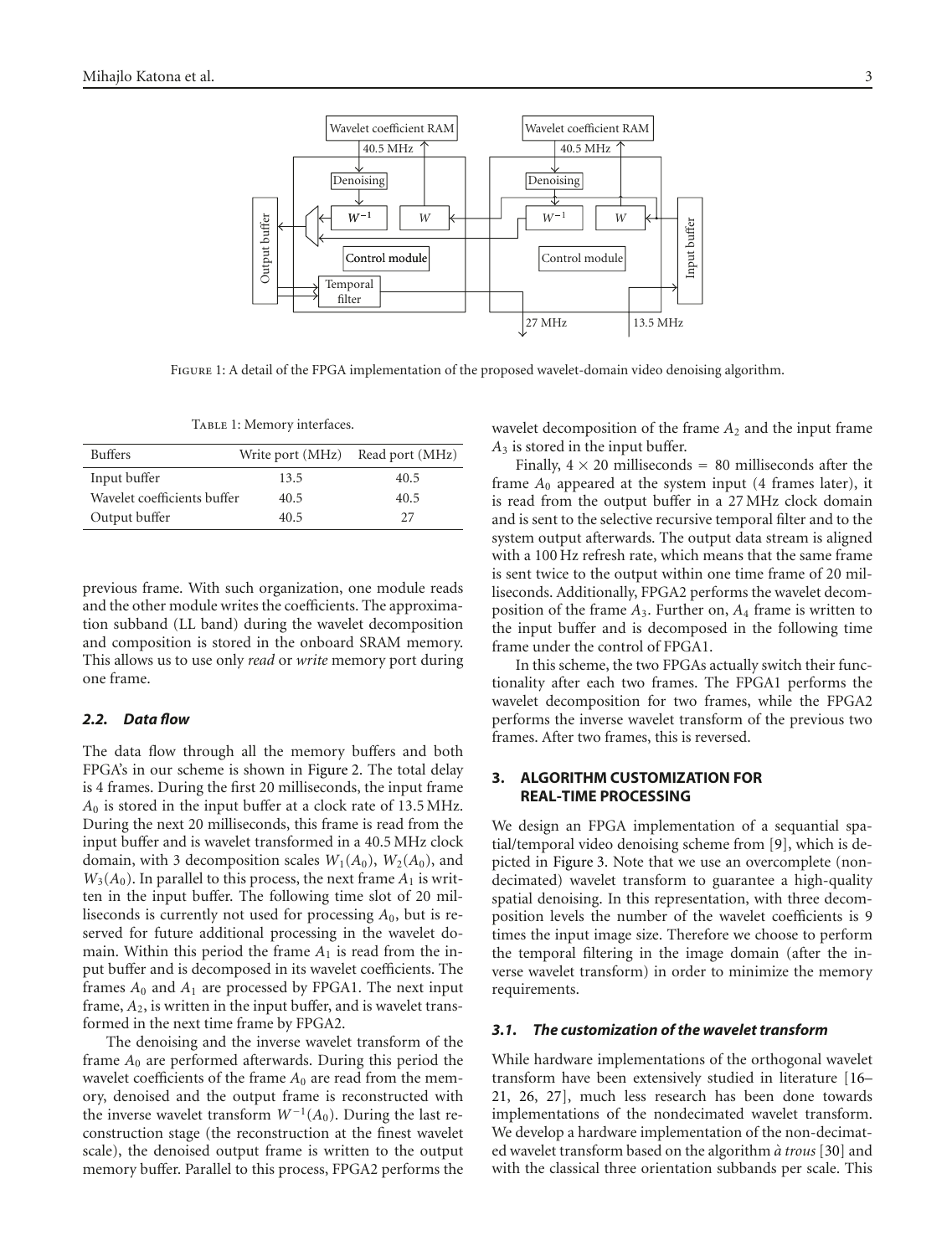Figure 1: A detail of the FPGA implementation of the proposed wavelet-domain video denoising algorithm.

Table 1: Memory interfaces.

| Buffers | Write port (MHz) | Read port (MHz) |
|---|---|---|
| Input buffer | 13.5 | 40.5 |
| Wavelet coefficients buffer | 40.5 | 40.5 |
| Output buffer | 40.5 | 27 |

previous frame. With such organization, one module reads and the other module writes the coefficients. The approximation subband (LL band) during the wavelet decomposition and composition is stored in the onboard SRAM memory. This allows us to use only *read* or *write* memory port during one frame.

### 2.2. Data flow

The data flow through all the memory buffers and both FPGA's in our scheme is shown in Figure 2. The total delay is 4 frames. During the first 20 milliseconds, the input frame $A_0$ is stored in the input buffer at a clock rate of 13.5 MHz. During the next 20 milliseconds, this frame is read from the input buffer and is wavelet transformed in a 40.5 MHz clock domain, with 3 decomposition scales $W_1(A_0)$, $W_2(A_0)$, and $W_3(A_0)$. In parallel to this process, the next frame $A_1$ is written in the input buffer. The following time slot of 20 milliseconds is currently not used for processing $A_0$, but is reserved for future additional processing in the wavelet domain. Within this period the frame $A_1$ is read from the input buffer and is decomposed in its wavelet coefficients. The frames $A_0$ and $A_1$ are processed by FPGA1. The next input frame, $A_2$, is written in the input buffer, and is wavelet transformed in the next time frame by FPGA2.

The denoising and the inverse wavelet transform of the frame $A_0$ are performed afterwards. During this period the wavelet coefficients of the frame $A_0$ are read from the memory, denoised and the output frame is reconstructed with the inverse wavelet transform $W^{-1}(A_0)$. During the last reconstruction stage (the reconstruction at the finest wavelet scale), the denoised output frame is written to the output memory buffer. Parallel to this process, FPGA2 performs the wavelet decomposition of the frame $A_2$ and the input frame $A_3$ is stored in the input buffer.

Finally, $4 \times 20$ milliseconds $= 80$ milliseconds after the frame $A_0$ appeared at the system input (4 frames later), it is read from the output buffer in a 27 MHz clock domain and is sent to the selective recursive temporal filter and to the system output afterwards. The output data stream is aligned with a 100 Hz refresh rate, which means that the same frame is sent twice to the output within one time frame of 20 milliseconds. Additionally, FPGA2 performs the wavelet decomposition of the frame $A_3$. Further on, $A_4$ frame is written to the input buffer and is decomposed in the following time frame under the control of FPGA1.

In this scheme, the two FPGAs actually switch their functionality after each two frames. The FPGA1 performs the wavelet decomposition for two frames, while the FPGA2 performs the inverse wavelet transform of the previous two frames. After two frames, this is reversed.

## 3. ALGORITHM CUSTOMIZATION FOR REAL-TIME PROCESSING

We design an FPGA implementation of a sequential spatial/temporal video denoising scheme from [9], which is depicted in Figure 3. Note that we use an overcomplete (nondecimated) wavelet transform to guarantee a high-quality spatial denoising. In this representation, with three decomposition levels the number of the wavelet coefficients is 9 times the input image size. Therefore we choose to perform the temporal filtering in the image domain (after the inverse wavelet transform) in order to minimize the memory requirements.

### 3.1. The customization of the wavelet transform

While hardware implementations of the orthogonal wavelet transform have been extensively studied in literature [16–21, 26, 27], much less research has been done towards implementations of the nondecimated wavelet transform. We develop a hardware implementation of the non-decimated wavelet transform based on the algorithm *à trous* [30] and with the classical three orientation subbands per scale. This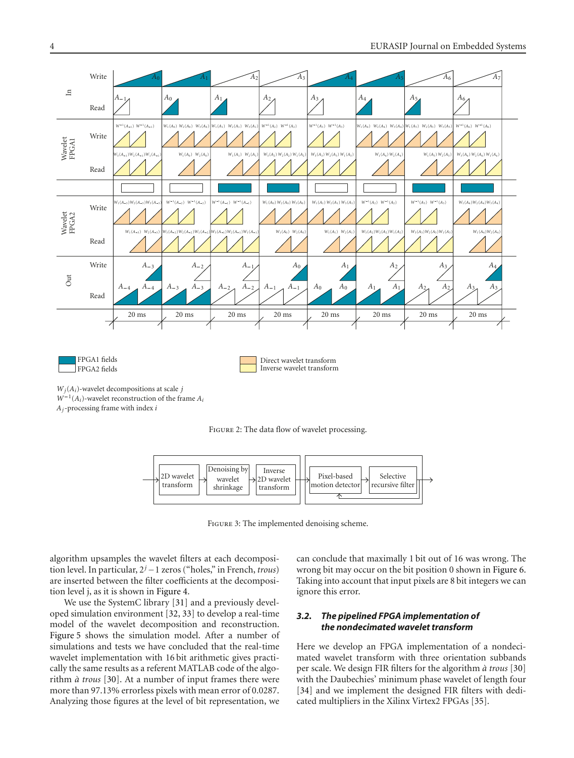FPGA1 fields
FPGA2 fields

Direct wavelet transform
Inverse wavelet transform

$W_j(A_i)$-wavelet decompositions at scale $j$
$W^{-1}(A_i)$-wavelet reconstruction of the frame $A_i$
$A_j$-processing frame with index $i$

Figure 2: The data flow of wavelet processing.

Figure 3: The implemented denoising scheme.

algorithm upsamples the wavelet filters at each decomposition level. In particular, $2^j - 1$ zeros ("holes," in French, *trous*) are inserted between the filter coefficients at the decomposition level j, as it is shown in Figure 4.

We use the SystemC library [31] and a previously developed simulation environment [32, 33] to develop a real-time model of the wavelet decomposition and reconstruction. Figure 5 shows the simulation model. After a number of simulations and tests we have concluded that the real-time wavelet implementation with 16 bit arithmetic gives practically the same results as a referent MATLAB code of the algorithm *à trous* [30]. At a number of input frames there were more than 97.13% errorless pixels with mean error of 0.0287. Analyzing those figures at the level of bit representation, we can conclude that maximally 1 bit out of 16 was wrong. The wrong bit may occur on the bit position 0 shown in Figure 6. Taking into account that input pixels are 8 bit integers we can ignore this error.

### 3.2. The pipelined FPGA implementation of the nondecimated wavelet transform

Here we develop an FPGA implementation of a nondecimated wavelet transform with three orientation subbands per scale. We design FIR filters for the algorithm *à trous* [30] with the Daubechies' minimum phase wavelet of length four [34] and we implement the designed FIR filters with dedicated multipliers in the Xilinx Virtex2 FPGAs [35].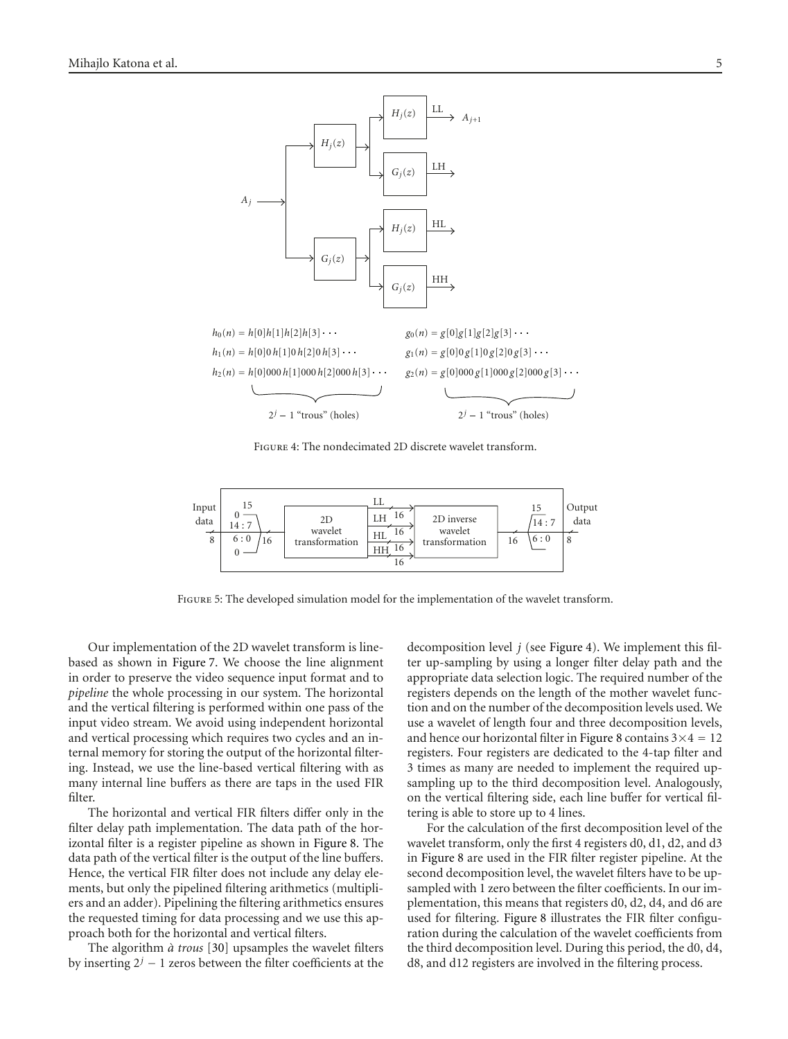Figure 4: The nondecimated 2D discrete wavelet transform.

Figure 5: The developed simulation model for the implementation of the wavelet transform.

Our implementation of the 2D wavelet transform is line-based as shown in Figure 7. We choose the line alignment in order to preserve the video sequence input format and to *pipeline* the whole processing in our system. The horizontal and the vertical filtering is performed within one pass of the input video stream. We avoid using independent horizontal and vertical processing which requires two cycles and an internal memory for storing the output of the horizontal filtering. Instead, we use the line-based vertical filtering with as many internal line buffers as there are taps in the used FIR filter.

The horizontal and vertical FIR filters differ only in the filter delay path implementation. The data path of the horizontal filter is a register pipeline as shown in Figure 8. The data path of the vertical filter is the output of the line buffers. Hence, the vertical FIR filter does not include any delay elements, but only the pipelined filtering arithmetics (multipliers and an adder). Pipelining the filtering arithmetics ensures the requested timing for data processing and we use this approach both for the horizontal and vertical filters.

The algorithm *à trous* [30] upsamples the wavelet filters by inserting $2^j - 1$ zeros between the filter coefficients at the decomposition level $j$ (see Figure 4). We implement this filter up-sampling by using a longer filter delay path and the appropriate data selection logic. The required number of the registers depends on the length of the mother wavelet function and on the number of the decomposition levels used. We use a wavelet of length four and three decomposition levels, and hence our horizontal filter in Figure 8 contains $3 \times 4 = 12$ registers. Four registers are dedicated to the 4-tap filter and 3 times as many are needed to implement the required up-sampling up to the third decomposition level. Analogously, on the vertical filtering side, each line buffer for vertical filtering is able to store up to 4 lines.

For the calculation of the first decomposition level of the wavelet transform, only the first 4 registers d0, d1, d2, and d3 in Figure 8 are used in the FIR filter register pipeline. At the second decomposition level, the wavelet filters have to be up-sampled with 1 zero between the filter coefficients. In our implementation, this means that registers d0, d2, d4, and d6 are used for filtering. Figure 8 illustrates the FIR filter configuration during the calculation of the wavelet coefficients from the third decomposition level. During this period, the d0, d4, d8, and d12 registers are involved in the filtering process.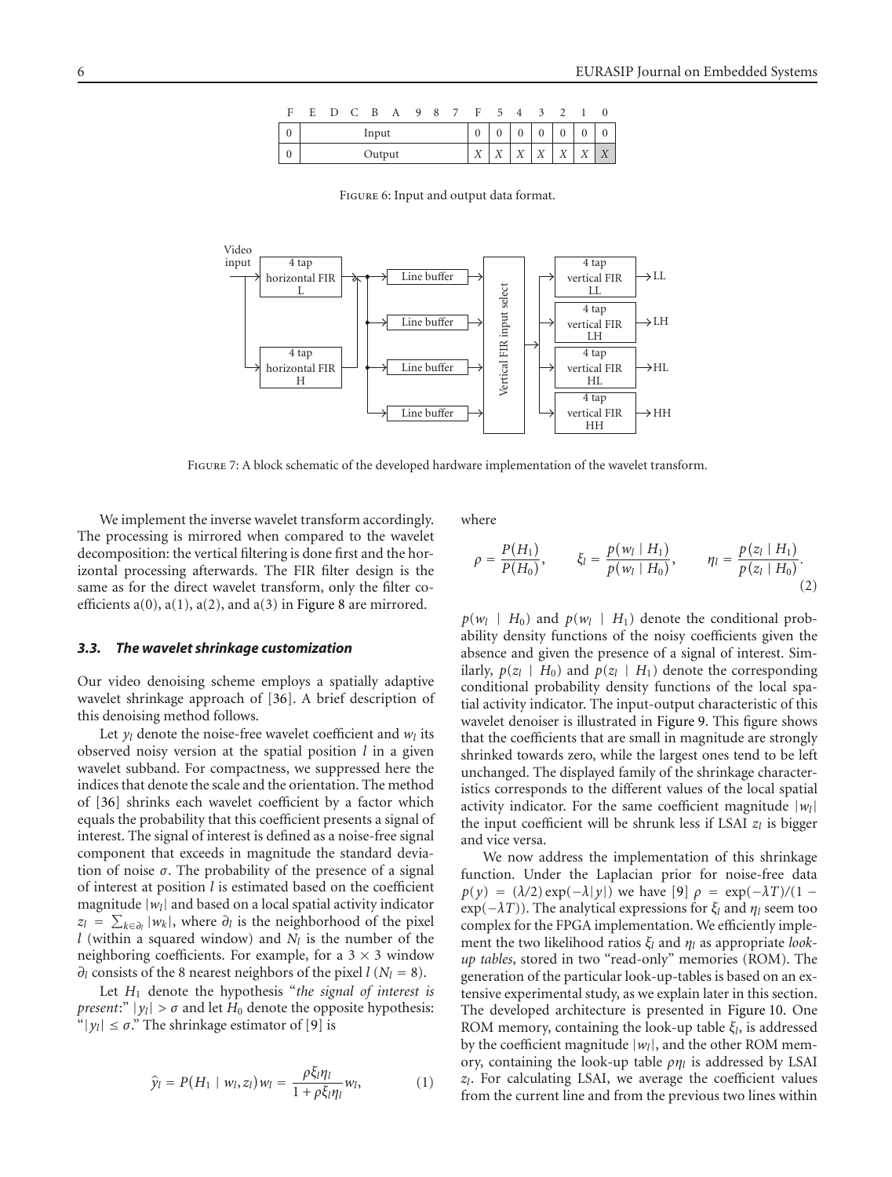| F | E | D | C | B | A | 9 | 8 | 7 | F | 5 | 4 | 3 | 2 | 1 | 0 |
|---|---|---|---|---|---|---|---|---|---|---|---|---|---|---|---|
| 0 | Input | | | | | | | | 0 | 0 | 0 | 0 | 0 | 0 | 0 |
| 0 | Output | | | | | | | | $X$ | $X$ | $X$ | $X$ | $X$ | $X$ | $X$ |

Figure 6: Input and output data format.

Figure 7: A block schematic of the developed hardware implementation of the wavelet transform.

We implement the inverse wavelet transform accordingly. The processing is mirrored when compared to the wavelet decomposition: the vertical filtering is done first and the horizontal processing afterwards. The FIR filter design is the same as for the direct wavelet transform, only the filter coefficients a(0), a(1), a(2), and a(3) in Figure 8 are mirrored.

### 3.3. The wavelet shrinkage customization

Our video denoising scheme employs a spatially adaptive wavelet shrinkage approach of [36]. A brief description of this denoising method follows.

Let $y_l$ denote the noise-free wavelet coefficient and $w_l$ its observed noisy version at the spatial position $l$ in a given wavelet subband. For compactness, we suppressed here the indices that denote the scale and the orientation. The method of [36] shrinks each wavelet coefficient by a factor which equals the probability that this coefficient presents a signal of interest. The signal of interest is defined as a noise-free signal component that exceeds in magnitude the standard deviation of noise $\sigma$. The probability of the presence of a signal of interest at position $l$ is estimated based on the coefficient magnitude $|w_l|$ and based on a local spatial activity indicator $z_l = \sum_{k \in \partial_l} |w_k|$, where $\partial_l$ is the neighborhood of the pixel $l$ (within a squared window) and $N_l$ is the number of the neighboring coefficients. For example, for a $3 \times 3$ window $\partial_l$ consists of the 8 nearest neighbors of the pixel $l$ ($N_l = 8$).

Let $H_1$ denote the hypothesis "*the signal of interest is present*:" $|y_l| > \sigma$ and let $H_0$ denote the opposite hypothesis: "$|y_l| \leq \sigma$." The shrinkage estimator of [9] is

$$\hat{y}_l = P(H_1 \mid w_l, z_l) w_l = \frac{\rho \xi_l \eta_l}{1 + \rho \xi_l \eta_l} w_l, \tag{1}$$

where

$$\rho = \frac{P(H_1)}{P(H_0)}, \qquad \xi_l = \frac{p(w_l \mid H_1)}{p(w_l \mid H_0)}, \qquad \eta_l = \frac{p(z_l \mid H_1)}{p(z_l \mid H_0)}. \tag{2}$$

$p(w_l \mid H_0)$ and $p(w_l \mid H_1)$ denote the conditional probability density functions of the noisy coefficients given the absence and given the presence of a signal of interest. Similarly, $p(z_l \mid H_0)$ and $p(z_l \mid H_1)$ denote the corresponding conditional probability density functions of the local spatial activity indicator. The input-output characteristic of this wavelet denoiser is illustrated in Figure 9. This figure shows that the coefficients that are small in magnitude are strongly shrinked towards zero, while the largest ones tend to be left unchanged. The displayed family of the shrinkage characteristics corresponds to the different values of the local spatial activity indicator. For the same coefficient magnitude $|w_l|$ the input coefficient will be shrunk less if LSAI $z_l$ is bigger and vice versa.

We now address the implementation of this shrinkage function. Under the Laplacian prior for noise-free data $p(y) = (\lambda/2)\exp(-\lambda|y|)$ we have [9] $\rho = \exp(-\lambda T)/(1 - \exp(-\lambda T))$. The analytical expressions for $\xi_l$ and $\eta_l$ seem too complex for the FPGA implementation. We efficiently implement the two likelihood ratios $\xi_l$ and $\eta_l$ as appropriate *look-up tables*, stored in two "read-only" memories (ROM). The generation of the particular look-up-tables is based on an extensive experimental study, as we explain later in this section. The developed architecture is presented in Figure 10. One ROM memory, containing the look-up table $\xi_l$, is addressed by the coefficient magnitude $|w_l|$, and the other ROM memory, containing the look-up table $\rho\eta_l$ is addressed by LSAI $z_l$. For calculating LSAI, we average the coefficient values from the current line and from the previous two lines within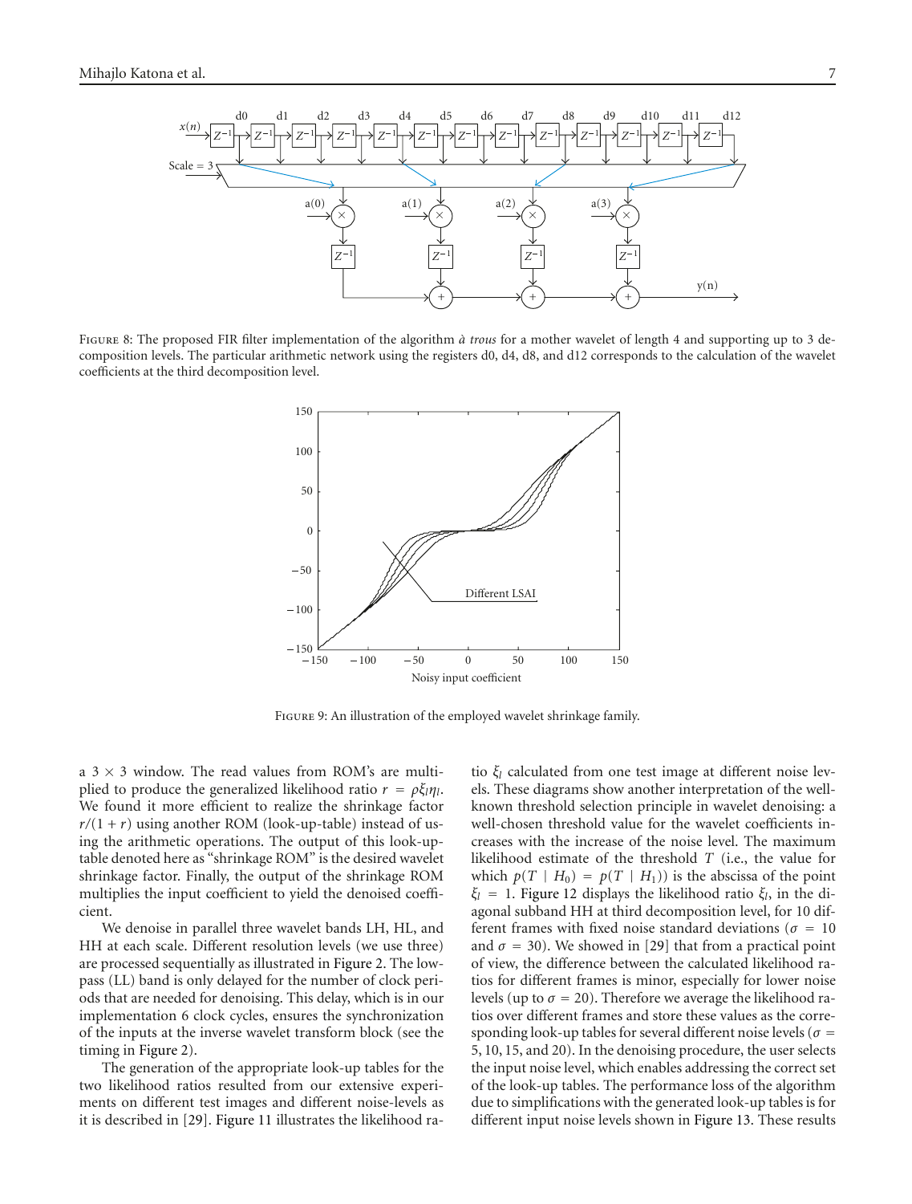Figure 8: The proposed FIR filter implementation of the algorithm *à trous* for a mother wavelet of length 4 and supporting up to 3 decomposition levels. The particular arithmetic network using the registers d0, d4, d8, and d12 corresponds to the calculation of the wavelet coefficients at the third decomposition level.

Figure 9: An illustration of the employed wavelet shrinkage family.

a $3 \times 3$ window. The read values from ROM's are multiplied to produce the generalized likelihood ratio $r = \rho\xi_l\eta_l$. We found it more efficient to realize the shrinkage factor $r/(1 + r)$ using another ROM (look-up-table) instead of using the arithmetic operations. The output of this look-up-table denoted here as "shrinkage ROM" is the desired wavelet shrinkage factor. Finally, the output of the shrinkage ROM multiplies the input coefficient to yield the denoised coefficient.

We denoise in parallel three wavelet bands LH, HL, and HH at each scale. Different resolution levels (we use three) are processed sequentially as illustrated in Figure 2. The lowpass (LL) band is only delayed for the number of clock periods that are needed for denoising. This delay, which is in our implementation 6 clock cycles, ensures the synchronization of the inputs at the inverse wavelet transform block (see the timing in Figure 2).

The generation of the appropriate look-up tables for the two likelihood ratios resulted from our extensive experiments on different test images and different noise-levels as it is described in [29]. Figure 11 illustrates the likelihood ratio $\xi_l$ calculated from one test image at different noise levels. These diagrams show another interpretation of the well-known threshold selection principle in wavelet denoising: a well-chosen threshold value for the wavelet coefficients increases with the increase of the noise level. The maximum likelihood estimate of the threshold $T$ (i.e., the value for which $p(T \mid H_0) = p(T \mid H_1)$) is the abscissa of the point $\xi_l = 1$. Figure 12 displays the likelihood ratio $\xi_l$, in the diagonal subband HH at third decomposition level, for 10 different frames with fixed noise standard deviations ($\sigma = 10$ and $\sigma = 30$). We showed in [29] that from a practical point of view, the difference between the calculated likelihood ratios for different frames is minor, especially for lower noise levels (up to $\sigma = 20$). Therefore we average the likelihood ratios over different frames and store these values as the corresponding look-up tables for several different noise levels ($\sigma = 5, 10, 15$, and $20$). In the denoising procedure, the user selects the input noise level, which enables addressing the correct set of the look-up tables. The performance loss of the algorithm due to simplifications with the generated look-up tables is for different input noise levels shown in Figure 13. These results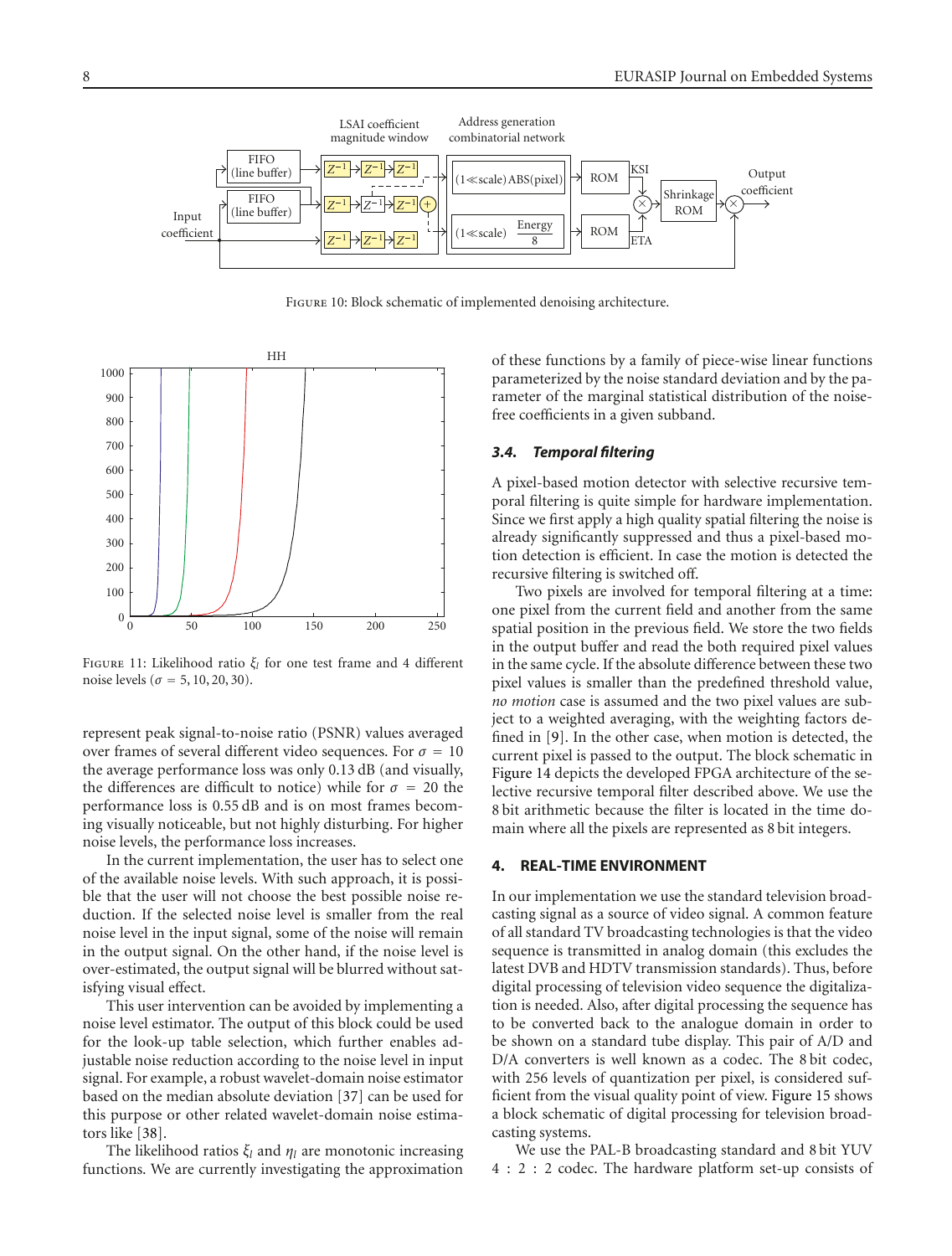LSAI coefficient magnitude window

Address generation combinatorial network

FIFO (line buffer)

FIFO (line buffer)

Input coefficient

$Z^{-1}$ $Z^{-1}$ $Z^{-1}$

$Z^{-1}$ $Z^{-1}$ $Z^{-1}$ +

$Z^{-1}$ $Z^{-1}$ $Z^{-1}$

(1≪scale) ABS(pixel)

(1≪scale) $\frac{\text{Energy}}{8}$

ROM

ROM

KSI

ETA

Shrinkage ROM

Output coefficient

Figure 10: Block schematic of implemented denoising architecture.

HH

1000
900
800
700
600
500
400
300
200
100
0

0
50
100
150
200
250

Figure 11: Likelihood ratio $\xi_l$ for one test frame and 4 different noise levels ($\sigma = 5, 10, 20, 30$).

represent peak signal-to-noise ratio (PSNR) values averaged over frames of several different video sequences. For $\sigma = 10$ the average performance loss was only 0.13 dB (and visually, the differences are difficult to notice) while for $\sigma = 20$ the performance loss is 0.55 dB and is on most frames becoming visually noticeable, but not highly disturbing. For higher noise levels, the performance loss increases.

In the current implementation, the user has to select one of the available noise levels. With such approach, it is possible that the user will not choose the best possible noise reduction. If the selected noise level is smaller from the real noise level in the input signal, some of the noise will remain in the output signal. On the other hand, if the noise level is over-estimated, the output signal will be blurred without satisfying visual effect.

This user intervention can be avoided by implementing a noise level estimator. The output of this block could be used for the look-up table selection, which further enables adjustable noise reduction according to the noise level in input signal. For example, a robust wavelet-domain noise estimator based on the median absolute deviation [37] can be used for this purpose or other related wavelet-domain noise estimators like [38].

The likelihood ratios $\xi_l$ and $\eta_l$ are monotonic increasing functions. We are currently investigating the approximation of these functions by a family of piece-wise linear functions parameterized by the noise standard deviation and by the parameter of the marginal statistical distribution of the noise-free coefficients in a given subband.

### 3.4. Temporal filtering

A pixel-based motion detector with selective recursive temporal filtering is quite simple for hardware implementation. Since we first apply a high quality spatial filtering the noise is already significantly suppressed and thus a pixel-based motion detection is efficient. In case the motion is detected the recursive filtering is switched off.

Two pixels are involved for temporal filtering at a time: one pixel from the current field and another from the same spatial position in the previous field. We store the two fields in the output buffer and read the both required pixel values in the same cycle. If the absolute difference between these two pixel values is smaller than the predefined threshold value, *no motion* case is assumed and the two pixel values are subject to a weighted averaging, with the weighting factors defined in [9]. In the other case, when motion is detected, the current pixel is passed to the output. The block schematic in Figure 14 depicts the developed FPGA architecture of the selective recursive temporal filter described above. We use the 8 bit arithmetic because the filter is located in the time domain where all the pixels are represented as 8 bit integers.

## 4. REAL-TIME ENVIRONMENT

In our implementation we use the standard television broadcasting signal as a source of video signal. A common feature of all standard TV broadcasting technologies is that the video sequence is transmitted in analog domain (this excludes the latest DVB and HDTV transmission standards). Thus, before digital processing of television video sequence the digitalization is needed. Also, after digital processing the sequence has to be converted back to the analogue domain in order to be shown on a standard tube display. This pair of A/D and D/A converters is well known as a codec. The 8 bit codec, with 256 levels of quantization per pixel, is considered sufficient from the visual quality point of view. Figure 15 shows a block schematic of digital processing for television broadcasting systems.

We use the PAL-B broadcasting standard and 8 bit YUV 4 : 2 : 2 codec. The hardware platform set-up consists of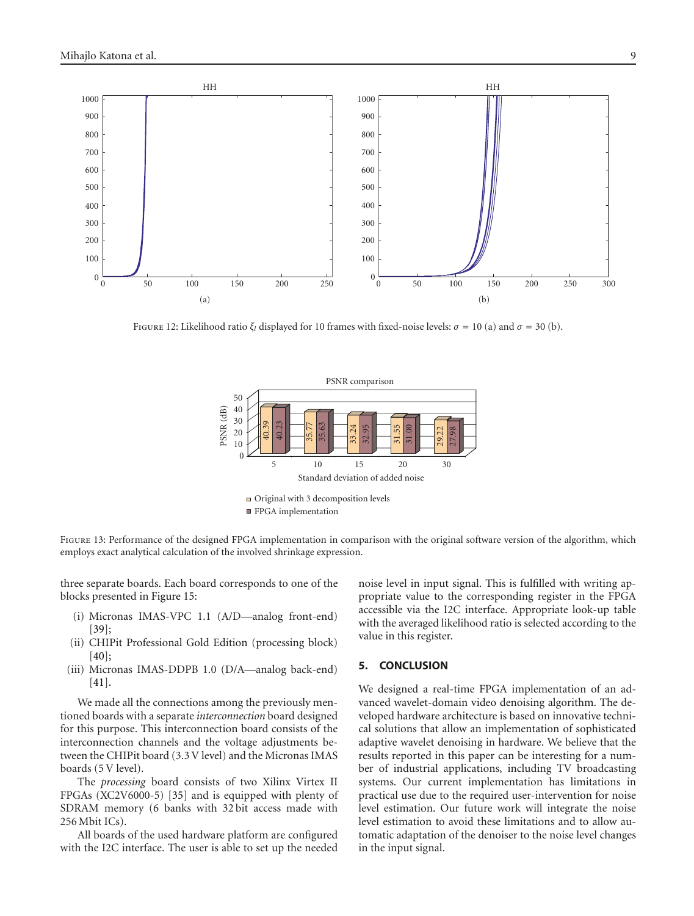Figure 12: Likelihood ratio $\xi_l$ displayed for 10 frames with fixed-noise levels: $\sigma = 10$ (a) and $\sigma = 30$ (b).

Figure 13: Performance of the designed FPGA implementation in comparison with the original software version of the algorithm, which employs exact analytical calculation of the involved shrinkage expression.

three separate boards. Each board corresponds to one of the blocks presented in Figure 15:

(i) Micronas IMAS-VPC 1.1 (A/D—analog front-end) [39];
(ii) CHIPit Professional Gold Edition (processing block) [40];
(iii) Micronas IMAS-DDPB 1.0 (D/A—analog back-end) [41].

We made all the connections among the previously mentioned boards with a separate *interconnection* board designed for this purpose. This interconnection board consists of the interconnection channels and the voltage adjustments between the CHIPit board (3.3 V level) and the Micronas IMAS boards (5 V level).

The *processing* board consists of two Xilinx Virtex II FPGAs (XC2V6000-5) [35] and is equipped with plenty of SDRAM memory (6 banks with 32 bit access made with 256 Mbit ICs).

All boards of the used hardware platform are configured with the I2C interface. The user is able to set up the needed noise level in input signal. This is fulfilled with writing appropriate value to the corresponding register in the FPGA accessible via the I2C interface. Appropriate look-up table with the averaged likelihood ratio is selected according to the value in this register.

## 5. CONCLUSION

We designed a real-time FPGA implementation of an advanced wavelet-domain video denoising algorithm. The developed hardware architecture is based on innovative technical solutions that allow an implementation of sophisticated adaptive wavelet denoising in hardware. We believe that the results reported in this paper can be interesting for a number of industrial applications, including TV broadcasting systems. Our current implementation has limitations in practical use due to the required user-intervention for noise level estimation. Our future work will integrate the noise level estimation to avoid these limitations and to allow automatic adaptation of the denoiser to the noise level changes in the input signal.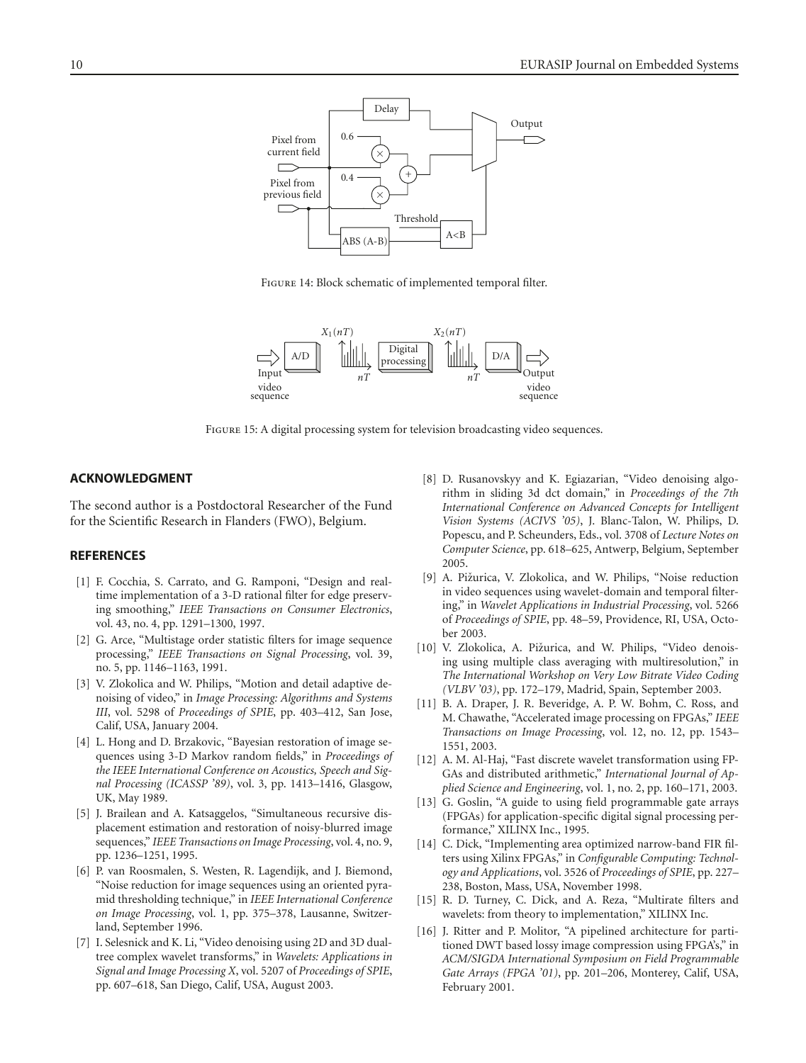Figure 14: Block schematic of implemented temporal filter.

Figure 15: A digital processing system for television broadcasting video sequences.

## ACKNOWLEDGMENT

The second author is a Postdoctoral Researcher of the Fund for the Scientific Research in Flanders (FWO), Belgium.

## REFERENCES

[1] F. Cocchia, S. Carrato, and G. Ramponi, "Design and real-time implementation of a 3-D rational filter for edge preserving smoothing," *IEEE Transactions on Consumer Electronics*, vol. 43, no. 4, pp. 1291–1300, 1997.

[2] G. Arce, "Multistage order statistic filters for image sequence processing," *IEEE Transactions on Signal Processing*, vol. 39, no. 5, pp. 1146–1163, 1991.

[3] V. Zlokolica and W. Philips, "Motion and detail adaptive denoising of video," in *Image Processing: Algorithms and Systems III*, vol. 5298 of *Proceedings of SPIE*, pp. 403–412, San Jose, Calif, USA, January 2004.

[4] L. Hong and D. Brzakovic, "Bayesian restoration of image sequences using 3-D Markov random fields," in *Proceedings of the IEEE International Conference on Acoustics, Speech and Signal Processing (ICASSP '89)*, vol. 3, pp. 1413–1416, Glasgow, UK, May 1989.

[5] J. Brailean and A. Katsaggelos, "Simultaneous recursive displacement estimation and restoration of noisy-blurred image sequences," *IEEE Transactions on Image Processing*, vol. 4, no. 9, pp. 1236–1251, 1995.

[6] P. van Roosmalen, S. Westen, R. Lagendijk, and J. Biemond, "Noise reduction for image sequences using an oriented pyramid thresholding technique," in *IEEE International Conference on Image Processing*, vol. 1, pp. 375–378, Lausanne, Switzerland, September 1996.

[7] I. Selesnick and K. Li, "Video denoising using 2D and 3D dual-tree complex wavelet transforms," in *Wavelets: Applications in Signal and Image Processing X*, vol. 5207 of *Proceedings of SPIE*, pp. 607–618, San Diego, Calif, USA, August 2003.

[8] D. Rusanovskyy and K. Egiazarian, "Video denoising algorithm in sliding 3d dct domain," in *Proceedings of the 7th International Conference on Advanced Concepts for Intelligent Vision Systems (ACIVS '05)*, J. Blanc-Talon, W. Philips, D. Popescu, and P. Scheunders, Eds., vol. 3708 of *Lecture Notes on Computer Science*, pp. 618–625, Antwerp, Belgium, September 2005.

[9] A. Pižurica, V. Zlokolica, and W. Philips, "Noise reduction in video sequences using wavelet-domain and temporal filtering," in *Wavelet Applications in Industrial Processing*, vol. 5266 of *Proceedings of SPIE*, pp. 48–59, Providence, RI, USA, October 2003.

[10] V. Zlokolica, A. Pižurica, and W. Philips, "Video denoising using multiple class averaging with multiresolution," in *The International Workshop on Very Low Bitrate Video Coding (VLBV '03)*, pp. 172–179, Madrid, Spain, September 2003.

[11] B. A. Draper, J. R. Beveridge, A. P. W. Bohm, C. Ross, and M. Chawathe, "Accelerated image processing on FPGAs," *IEEE Transactions on Image Processing*, vol. 12, no. 12, pp. 1543–1551, 2003.

[12] A. M. Al-Haj, "Fast discrete wavelet transformation using FPGAs and distributed arithmetic," *International Journal of Applied Science and Engineering*, vol. 1, no. 2, pp. 160–171, 2003.

[13] G. Goslin, "A guide to using field programmable gate arrays (FPGAs) for application-specific digital signal processing performance," XILINX Inc., 1995.

[14] C. Dick, "Implementing area optimized narrow-band FIR filters using Xilinx FPGAs," in *Configurable Computing: Technology and Applications*, vol. 3526 of *Proceedings of SPIE*, pp. 227–238, Boston, Mass, USA, November 1998.

[15] R. D. Turney, C. Dick, and A. Reza, "Multirate filters and wavelets: from theory to implementation," XILINX Inc.

[16] J. Ritter and P. Molitor, "A pipelined architecture for partitioned DWT based lossy image compression using FPGA's," in *ACM/SIGDA International Symposium on Field Programmable Gate Arrays (FPGA '01)*, pp. 201–206, Monterey, Calif, USA, February 2001.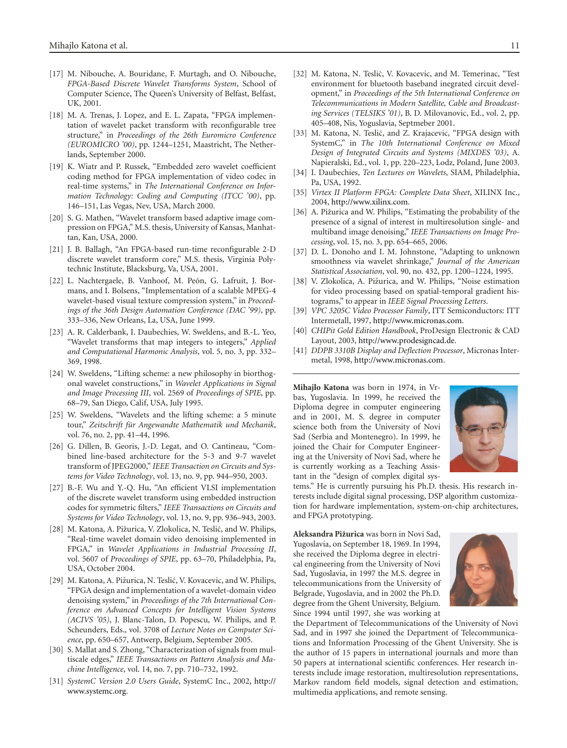[17] M. Nibouche, A. Bouridane, F. Murtagh, and O. Nibouche, *FPGA-Based Discrete Wavelet Transforms System*, School of Computer Science, The Queen's University of Belfast, Belfast, UK, 2001.

[18] M. A. Trenas, J. Lopez, and E. L. Zapata, "FPGA implementation of wavelet packet transform with reconfigurable tree structure," in *Proceedings of the 26th Euromicro Conference (EUROMICRO '00)*, pp. 1244–1251, Maastricht, The Netherlands, September 2000.

[19] K. Wiatr and P. Russek, "Embedded zero wavelet coefficient coding method for FPGA implementation of video codec in real-time systems," in *The International Conference on Information Technology: Coding and Computing (ITCC '00)*, pp. 146–151, Las Vegas, Nev, USA, March 2000.

[20] S. G. Mathen, "Wavelet transform based adaptive image compression on FPGA," M.S. thesis, University of Kansas, Manhattan, Kan, USA, 2000.

[21] J. B. Ballagh, "An FPGA-based run-time reconfigurable 2-D discrete wavelet transform core," M.S. thesis, Virginia Polytechnic Institute, Blacksburg, Va, USA, 2001.

[22] L. Nachtergaele, B. Vanhoof, M. Peón, G. Lafruit, J. Bormans, and I. Bolsens, "Implementation of a scalable MPEG-4 wavelet-based visual texture compression system," in *Proceedings of the 36th Design Automation Conference (DAC '99)*, pp. 333–336, New Orleans, La, USA, June 1999.

[23] A. R. Calderbank, I. Daubechies, W. Sweldens, and B.-L. Yeo, "Wavelet transforms that map integers to integers," *Applied and Computational Harmonic Analysis*, vol. 5, no. 3, pp. 332–369, 1998.

[24] W. Sweldens, "Lifting scheme: a new philosophy in biorthogonal wavelet constructions," in *Wavelet Applications in Signal and Image Processing III*, vol. 2569 of *Proceedings of SPIE*, pp. 68–79, San Diego, Calif, USA, July 1995.

[25] W. Sweldens, "Wavelets and the lifting scheme: a 5 minute tour," *Zeitschrift für Angewandte Mathematik und Mechanik*, vol. 76, no. 2, pp. 41–44, 1996.

[26] G. Dillen, B. Georis, J.-D. Legat, and O. Cantineau, "Combined line-based architecture for the 5-3 and 9-7 wavelet transform of JPEG2000," *IEEE Transaction on Circuits and Systems for Video Technology*, vol. 13, no. 9, pp. 944–950, 2003.

[27] B.-F. Wu and Y.-Q. Hu, "An efficient VLSI implementation of the discrete wavelet transform using embedded instruction codes for symmetric filters," *IEEE Transactions on Circuits and Systems for Video Technology*, vol. 13, no. 9, pp. 936–943, 2003.

[28] M. Katona, A. Pižurica, V. Zlokolica, N. Teslić, and W. Philips, "Real-time wavelet domain video denoising implemented in FPGA," in *Wavelet Applications in Industrial Processing II*, vol. 5607 of *Proceedings of SPIE*, pp. 63–70, Philadelphia, Pa, USA, October 2004.

[29] M. Katona, A. Pižurica, N. Teslić, V. Kovacevic, and W. Philips, "FPGA design and implementation of a wavelet-domain video denoising system," in *Proceedings of the 7th International Conference on Advanced Concepts for Intelligent Vision Systems (ACIVS '05)*, J. Blanc-Talon, D. Popescu, W. Philips, and P. Scheunders, Eds., vol. 3708 of *Lecture Notes on Computer Science*, pp. 650–657, Antwerp, Belgium, September 2005.

[30] S. Mallat and S. Zhong, "Characterization of signals from multiscale edges," *IEEE Transactions on Pattern Analysis and Machine Intelligence*, vol. 14, no. 7, pp. 710–732, 1992.

[31] *SystemC Version 2.0 Users Guide*, SystemC Inc., 2002, http://www.systemc.org.

[32] M. Katona, N. Teslić, V. Kovacevic, and M. Temerinac, "Test environment for bluetooth baseband inegrated circuit development," in *Proceedings of the 5th International Conference on Telecommunications in Modern Satellite, Cable and Broadcasting Services (TELSIKS '01)*, B. D. Milovanovic, Ed., vol. 2, pp. 405–408, Nis, Yoguslavia, Septmeber 2001.

[33] M. Katona, N. Teslić, and Z. Krajacevic, "FPGA design with SystemC," in *The 10th International Conference on Mixed Design of Integrated Circuits and Systems (MIXDES '03)*, A. Napieralski, Ed., vol. 1, pp. 220–223, Lodz, Poland, June 2003.

[34] I. Daubechies, *Ten Lectures on Wavelets*, SIAM, Philadelphia, Pa, USA, 1992.

[35] *Virtex II Platform FPGA: Complete Data Sheet*, XILINX Inc., 2004, http://www.xilinx.com.

[36] A. Pižurica and W. Philips, "Estimating the probability of the presence of a signal of interest in multiresolution single- and multiband image denoising," *IEEE Transactions on Image Processing*, vol. 15, no. 3, pp. 654–665, 2006.

[37] D. L. Donoho and I. M. Johnstone, "Adapting to unknown smoothness via wavelet shrinkage," *Journal of the American Statistical Association*, vol. 90, no. 432, pp. 1200–1224, 1995.

[38] V. Zlokolica, A. Pižurica, and W. Philips, "Noise estimation for video processing based on spatial-temporal gradient histograms," to appear in *IEEE Signal Processing Letters*.

[39] *VPC 3205C Video Processor Family*, ITT Semiconductors: ITT Intermetall, 1997, http://www.micronas.com.

[40] *CHIPit Gold Edition Handbook*, ProDesign Electronic & CAD Layout, 2003, http://www.prodesigncad.de.

[41] *DDPB 3310B Display and Deflection Processor*, Micronas Intermetal, 1998, http://www.micronas.com.

---

**Mihajlo Katona** was born in 1974, in Vrbas, Yugoslavia. In 1999, he received the Diploma degree in computer engineering and in 2001, M. S. degree in computer science both from the University of Novi Sad (Serbia and Montenegro). In 1999, he joined the Chair for Computer Engineering at the University of Novi Sad, where he is currently working as a Teaching Assistant in the "design of complex digital systems." He is currently pursuing his Ph.D. thesis. His research interests include digital signal processing, DSP algorithm customization for hardware implementation, system-on-chip architectures, and FPGA prototyping.

**Aleksandra Pižurica** was born in Novi Sad, Yugoslavia, on September 18, 1969. In 1994, she received the Diploma degree in electrical engineering from the University of Novi Sad, Yugoslavia, in 1997 the M.S. degree in telecommunications from the University of Belgrade, Yugoslavia, and in 2002 the Ph.D. degree from the Ghent University, Belgium. Since 1994 until 1997, she was working at the Department of Telecommunications of the University of Novi Sad, and in 1997 she joined the Department of Telecommunications and Information Processing of the Ghent University. She is the author of 15 papers in international journals and more than 50 papers at international scientific conferences. Her research interests include image restoration, multiresolution representations, Markov random field models, signal detection and estimation, multimedia applications, and remote sensing.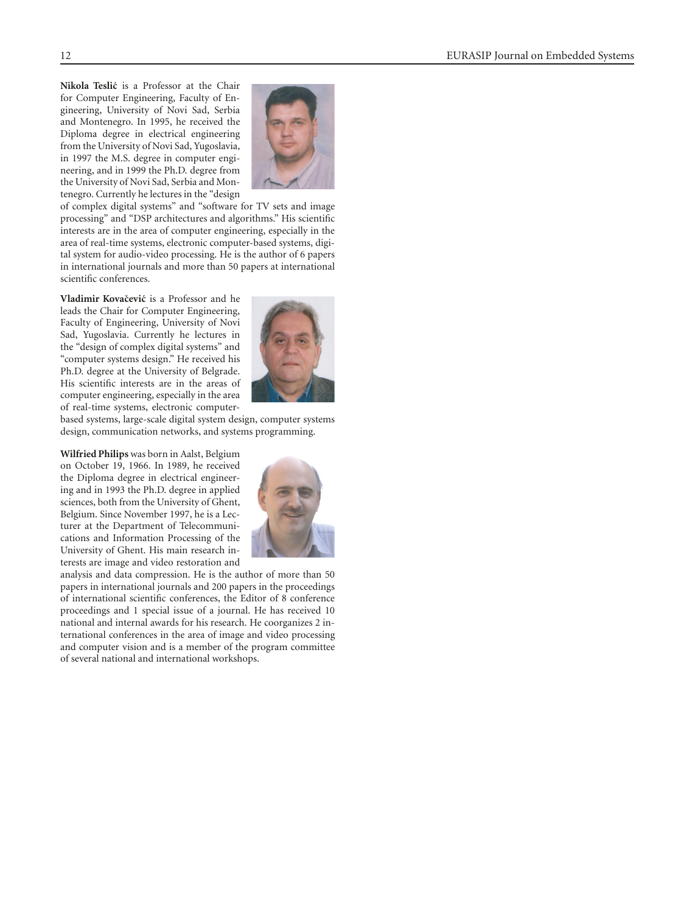**Nikola Teslić** is a Professor at the Chair for Computer Engineering, Faculty of Engineering, University of Novi Sad, Serbia and Montenegro. In 1995, he received the Diploma degree in electrical engineering from the University of Novi Sad, Yugoslavia, in 1997 the M.S. degree in computer engineering, and in 1999 the Ph.D. degree from the University of Novi Sad, Serbia and Montenegro. Currently he lectures in the "design of complex digital systems" and "software for TV sets and image processing" and "DSP architectures and algorithms." His scientific interests are in the area of computer engineering, especially in the area of real-time systems, electronic computer-based systems, digital system for audio-video processing. He is the author of 6 papers in international journals and more than 50 papers at international scientific conferences.

**Vladimir Kovačević** is a Professor and he leads the Chair for Computer Engineering, Faculty of Engineering, University of Novi Sad, Yugoslavia. Currently he lectures in the "design of complex digital systems" and "computer systems design." He received his Ph.D. degree at the University of Belgrade. His scientific interests are in the areas of computer engineering, especially in the area of real-time systems, electronic computer-based systems, large-scale digital system design, computer systems design, communication networks, and systems programming.

**Wilfried Philips** was born in Aalst, Belgium on October 19, 1966. In 1989, he received the Diploma degree in electrical engineering and in 1993 the Ph.D. degree in applied sciences, both from the University of Ghent, Belgium. Since November 1997, he is a Lecturer at the Department of Telecommunications and Information Processing of the University of Ghent. His main research interests are image and video restoration and analysis and data compression. He is the author of more than 50 papers in international journals and 200 papers in the proceedings of international scientific conferences, the Editor of 8 conference proceedings and 1 special issue of a journal. He has received 10 national and internal awards for his research. He coorganizes 2 international conferences in the area of image and video processing and computer vision and is a member of the program committee of several national and international workshops.